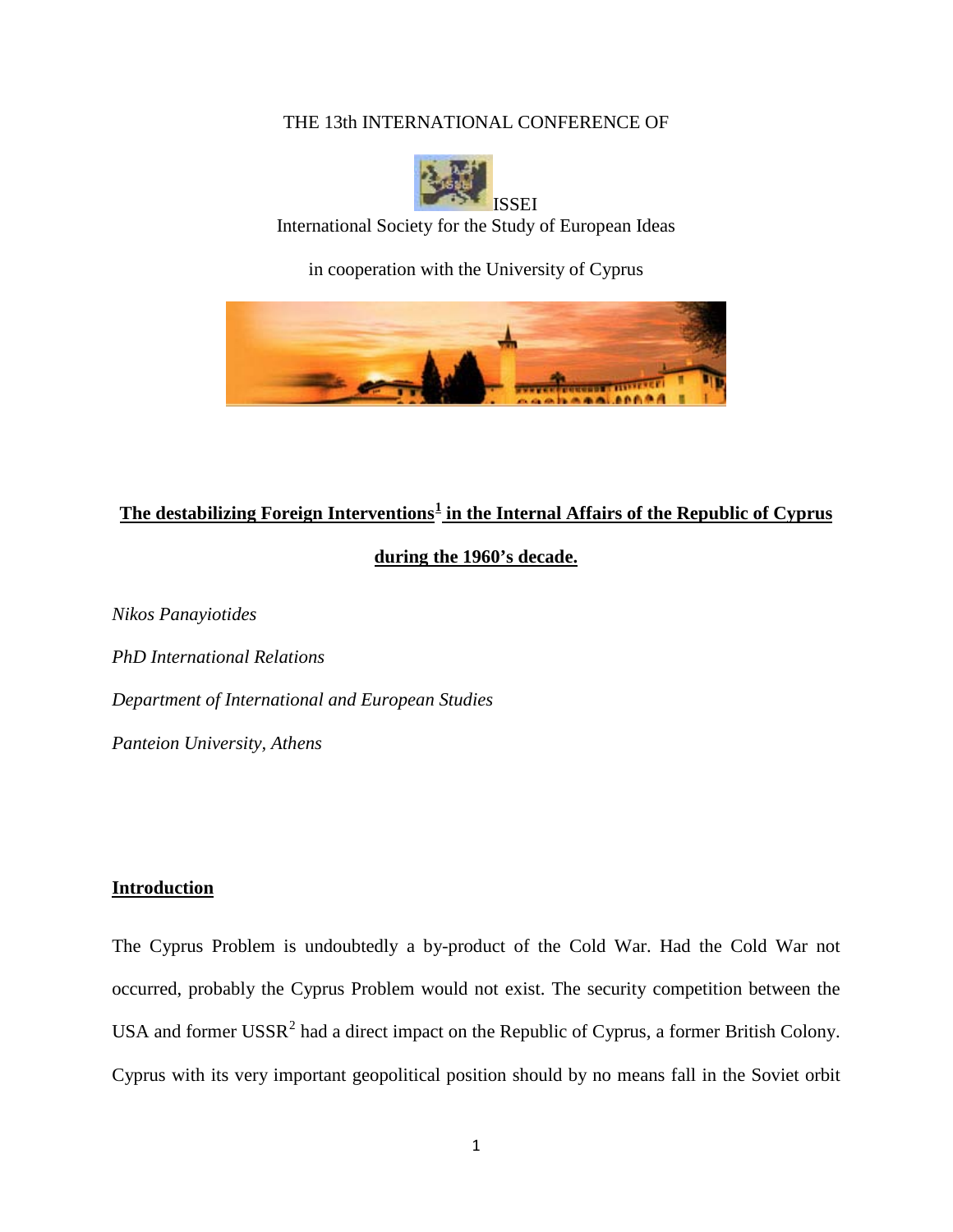THE 13th INTERNATIONAL CONFERENCE OF

ISSEI

International Society for the Study of European Ideas

in cooperation with the University of Cyprus

# The destabilizing Foreign Interventions[1] in the Internal Affairs of the Republic of Cyprus during the 1960's decade.

*Nikos Panayiotides*

*PhD International Relations*

*Department of International and European Studies*

*Panteion University, Athens*

## Introduction

The Cyprus Problem is undoubtedly a by-product of the Cold War. Had the Cold War not occurred, probably the Cyprus Problem would not exist. The security competition between the USA and former USSR[2] had a direct impact on the Republic of Cyprus, a former British Colony. Cyprus with its very important geopolitical position should by no means fall in the Soviet orbit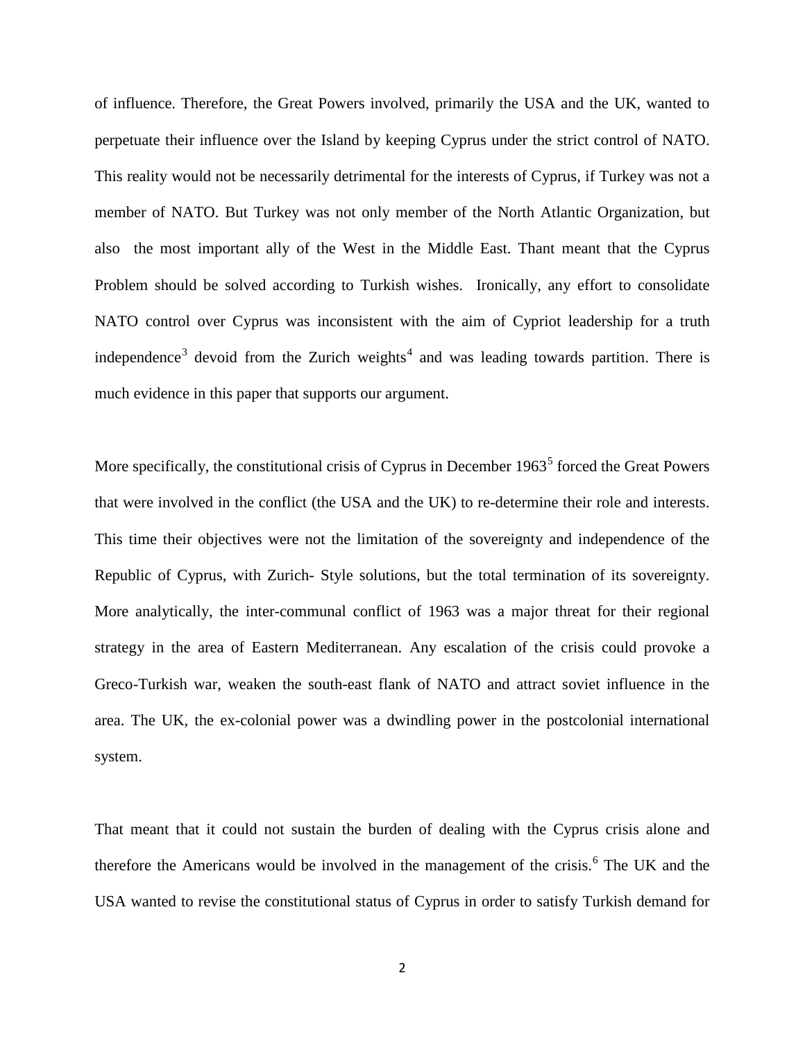of influence. Therefore, the Great Powers involved, primarily the USA and the UK, wanted to perpetuate their influence over the Island by keeping Cyprus under the strict control of NATO. This reality would not be necessarily detrimental for the interests of Cyprus, if Turkey was not a member of NATO. But Turkey was not only member of the North Atlantic Organization, but also the most important ally of the West in the Middle East. Thant meant that the Cyprus Problem should be solved according to Turkish wishes. Ironically, any effort to consolidate NATO control over Cyprus was inconsistent with the aim of Cypriot leadership for a truth independence[3] devoid from the Zurich weights[4] and was leading towards partition. There is much evidence in this paper that supports our argument.

More specifically, the constitutional crisis of Cyprus in December 1963[5] forced the Great Powers that were involved in the conflict (the USA and the UK) to re-determine their role and interests. This time their objectives were not the limitation of the sovereignty and independence of the Republic of Cyprus, with Zurich- Style solutions, but the total termination of its sovereignty. More analytically, the inter-communal conflict of 1963 was a major threat for their regional strategy in the area of Eastern Mediterranean. Any escalation of the crisis could provoke a Greco-Turkish war, weaken the south-east flank of NATO and attract soviet influence in the area. The UK, the ex-colonial power was a dwindling power in the postcolonial international system.

That meant that it could not sustain the burden of dealing with the Cyprus crisis alone and therefore the Americans would be involved in the management of the crisis.[6] The UK and the USA wanted to revise the constitutional status of Cyprus in order to satisfy Turkish demand for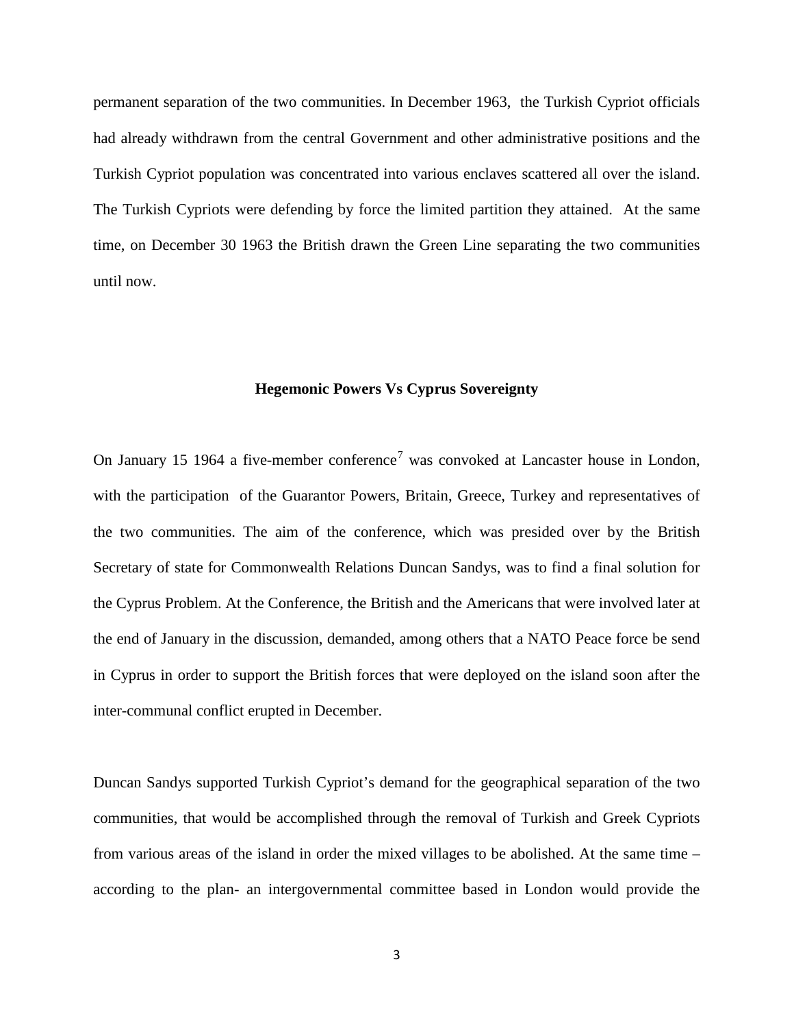permanent separation of the two communities. In December 1963, the Turkish Cypriot officials had already withdrawn from the central Government and other administrative positions and the Turkish Cypriot population was concentrated into various enclaves scattered all over the island. The Turkish Cypriots were defending by force the limited partition they attained. At the same time, on December 30 1963 the British drawn the Green Line separating the two communities until now.

## Hegemonic Powers Vs Cyprus Sovereignty

On January 15 1964 a five-member conference[7] was convoked at Lancaster house in London, with the participation of the Guarantor Powers, Britain, Greece, Turkey and representatives of the two communities. The aim of the conference, which was presided over by the British Secretary of state for Commonwealth Relations Duncan Sandys, was to find a final solution for the Cyprus Problem. At the Conference, the British and the Americans that were involved later at the end of January in the discussion, demanded, among others that a NATO Peace force be send in Cyprus in order to support the British forces that were deployed on the island soon after the inter-communal conflict erupted in December.

Duncan Sandys supported Turkish Cypriot's demand for the geographical separation of the two communities, that would be accomplished through the removal of Turkish and Greek Cypriots from various areas of the island in order the mixed villages to be abolished. At the same time – according to the plan- an intergovernmental committee based in London would provide the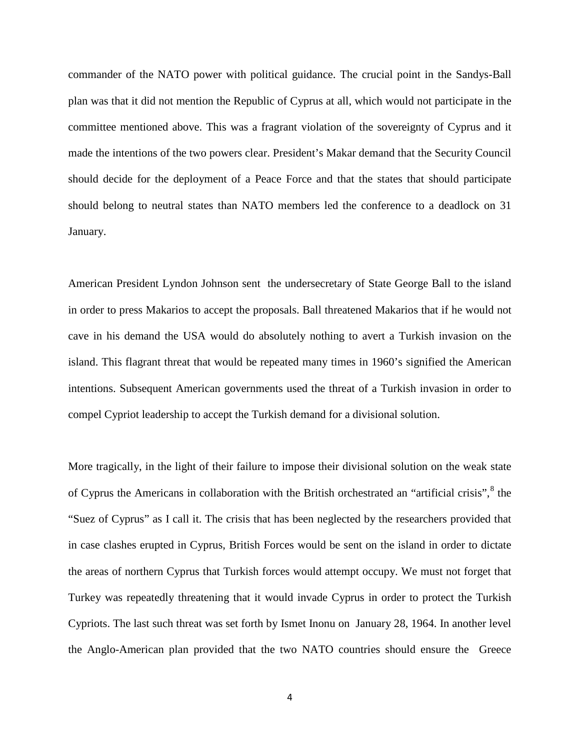commander of the NATO power with political guidance. The crucial point in the Sandys-Ball plan was that it did not mention the Republic of Cyprus at all, which would not participate in the committee mentioned above. This was a fragrant violation of the sovereignty of Cyprus and it made the intentions of the two powers clear. President's Makar demand that the Security Council should decide for the deployment of a Peace Force and that the states that should participate should belong to neutral states than NATO members led the conference to a deadlock on 31 January.

American President Lyndon Johnson sent the undersecretary of State George Ball to the island in order to press Makarios to accept the proposals. Ball threatened Makarios that if he would not cave in his demand the USA would do absolutely nothing to avert a Turkish invasion on the island. This flagrant threat that would be repeated many times in 1960's signified the American intentions. Subsequent American governments used the threat of a Turkish invasion in order to compel Cypriot leadership to accept the Turkish demand for a divisional solution.

More tragically, in the light of their failure to impose their divisional solution on the weak state of Cyprus the Americans in collaboration with the British orchestrated an "artificial crisis",[8] the "Suez of Cyprus" as I call it. The crisis that has been neglected by the researchers provided that in case clashes erupted in Cyprus, British Forces would be sent on the island in order to dictate the areas of northern Cyprus that Turkish forces would attempt occupy. We must not forget that Turkey was repeatedly threatening that it would invade Cyprus in order to protect the Turkish Cypriots. The last such threat was set forth by Ismet Inonu on January 28, 1964. In another level the Anglo-American plan provided that the two NATO countries should ensure the Greece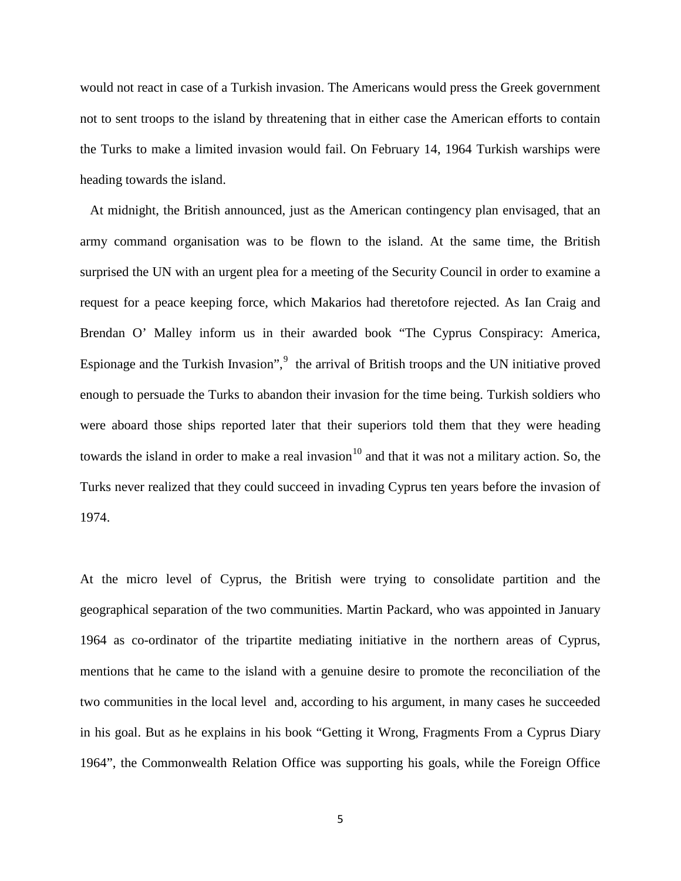would not react in case of a Turkish invasion. The Americans would press the Greek government not to sent troops to the island by threatening that in either case the American efforts to contain the Turks to make a limited invasion would fail. On February 14, 1964 Turkish warships were heading towards the island.

At midnight, the British announced, just as the American contingency plan envisaged, that an army command organisation was to be flown to the island. At the same time, the British surprised the UN with an urgent plea for a meeting of the Security Council in order to examine a request for a peace keeping force, which Makarios had theretofore rejected. As Ian Craig and Brendan O' Malley inform us in their awarded book "The Cyprus Conspiracy: America, Espionage and the Turkish Invasion",[9] the arrival of British troops and the UN initiative proved enough to persuade the Turks to abandon their invasion for the time being. Turkish soldiers who were aboard those ships reported later that their superiors told them that they were heading towards the island in order to make a real invasion[10] and that it was not a military action. So, the Turks never realized that they could succeed in invading Cyprus ten years before the invasion of 1974.

At the micro level of Cyprus, the British were trying to consolidate partition and the geographical separation of the two communities. Martin Packard, who was appointed in January 1964 as co-ordinator of the tripartite mediating initiative in the northern areas of Cyprus, mentions that he came to the island with a genuine desire to promote the reconciliation of the two communities in the local level and, according to his argument, in many cases he succeeded in his goal. But as he explains in his book "Getting it Wrong, Fragments From a Cyprus Diary 1964", the Commonwealth Relation Office was supporting his goals, while the Foreign Office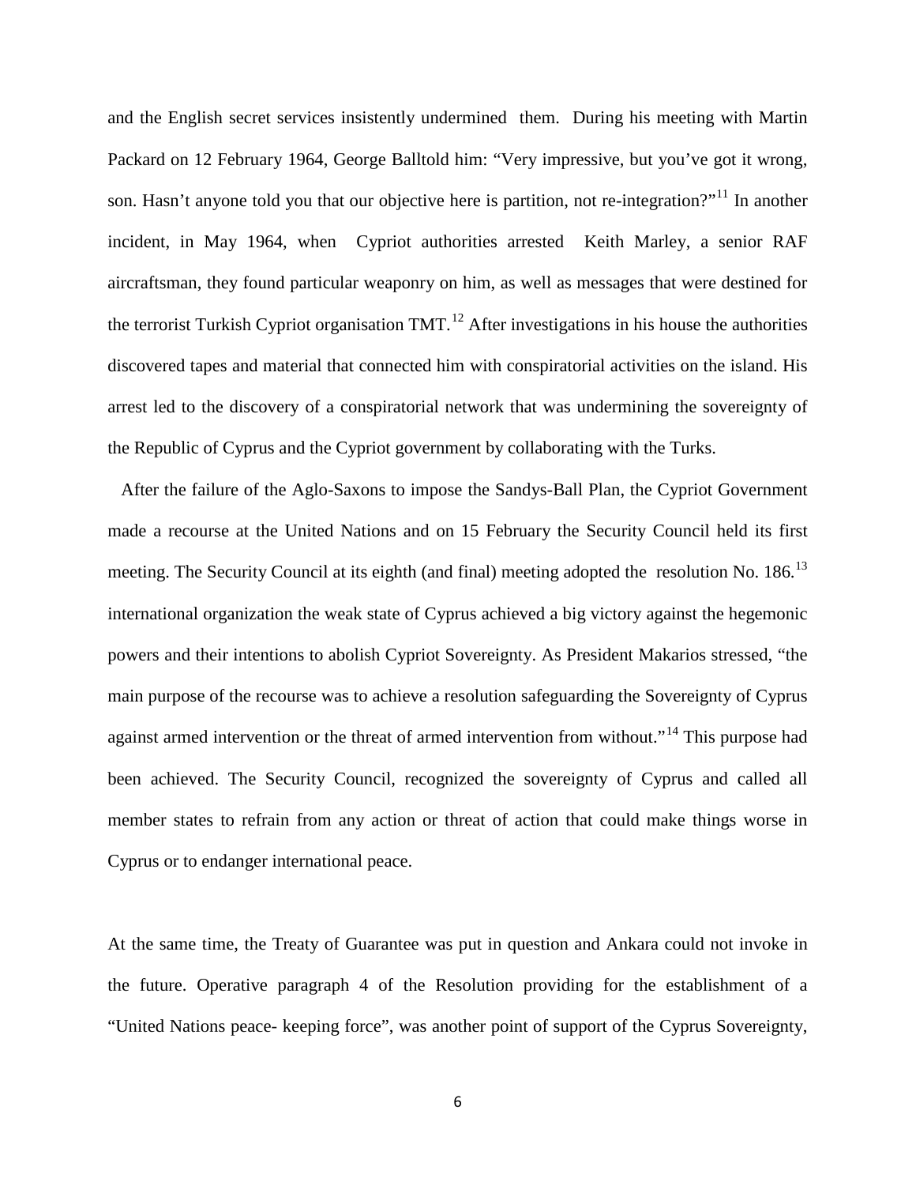and the English secret services insistently undermined them. During his meeting with Martin Packard on 12 February 1964, George Balltold him: "Very impressive, but you've got it wrong, son. Hasn't anyone told you that our objective here is partition, not re-integration?"[11] In another incident, in May 1964, when Cypriot authorities arrested Keith Marley, a senior RAF aircraftsman, they found particular weaponry on him, as well as messages that were destined for the terrorist Turkish Cypriot organisation TMT.[12] After investigations in his house the authorities discovered tapes and material that connected him with conspiratorial activities on the island. His arrest led to the discovery of a conspiratorial network that was undermining the sovereignty of the Republic of Cyprus and the Cypriot government by collaborating with the Turks.

After the failure of the Aglo-Saxons to impose the Sandys-Ball Plan, the Cypriot Government made a recourse at the United Nations and on 15 February the Security Council held its first meeting. The Security Council at its eighth (and final) meeting adopted the resolution No. 186.[13] international organization the weak state of Cyprus achieved a big victory against the hegemonic powers and their intentions to abolish Cypriot Sovereignty. As President Makarios stressed, "the main purpose of the recourse was to achieve a resolution safeguarding the Sovereignty of Cyprus against armed intervention or the threat of armed intervention from without."[14] This purpose had been achieved. The Security Council, recognized the sovereignty of Cyprus and called all member states to refrain from any action or threat of action that could make things worse in Cyprus or to endanger international peace.

At the same time, the Treaty of Guarantee was put in question and Ankara could not invoke in the future. Operative paragraph 4 of the Resolution providing for the establishment of a "United Nations peace- keeping force", was another point of support of the Cyprus Sovereignty,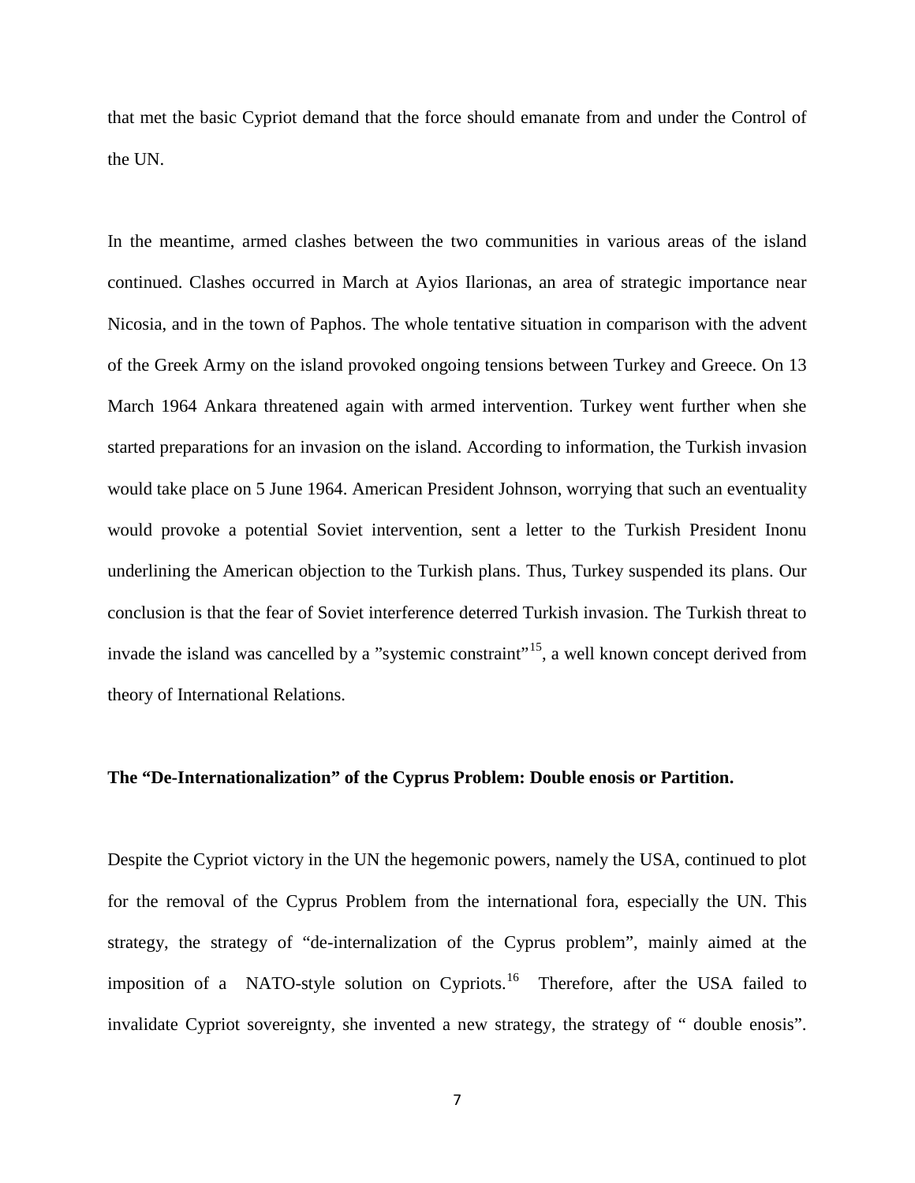that met the basic Cypriot demand that the force should emanate from and under the Control of the UN.

In the meantime, armed clashes between the two communities in various areas of the island continued. Clashes occurred in March at Ayios Ilarionas, an area of strategic importance near Nicosia, and in the town of Paphos. The whole tentative situation in comparison with the advent of the Greek Army on the island provoked ongoing tensions between Turkey and Greece. On 13 March 1964 Ankara threatened again with armed intervention. Turkey went further when she started preparations for an invasion on the island. According to information, the Turkish invasion would take place on 5 June 1964. American President Johnson, worrying that such an eventuality would provoke a potential Soviet intervention, sent a letter to the Turkish President Inonu underlining the American objection to the Turkish plans. Thus, Turkey suspended its plans. Our conclusion is that the fear of Soviet interference deterred Turkish invasion. The Turkish threat to invade the island was cancelled by a "systemic constraint"[15], a well known concept derived from theory of International Relations.

**The "De-Internationalization" of the Cyprus Problem: Double enosis or Partition.**

Despite the Cypriot victory in the UN the hegemonic powers, namely the USA, continued to plot for the removal of the Cyprus Problem from the international fora, especially the UN. This strategy, the strategy of "de-internalization of the Cyprus problem", mainly aimed at the imposition of a NATO-style solution on Cypriots.[16] Therefore, after the USA failed to invalidate Cypriot sovereignty, she invented a new strategy, the strategy of " double enosis".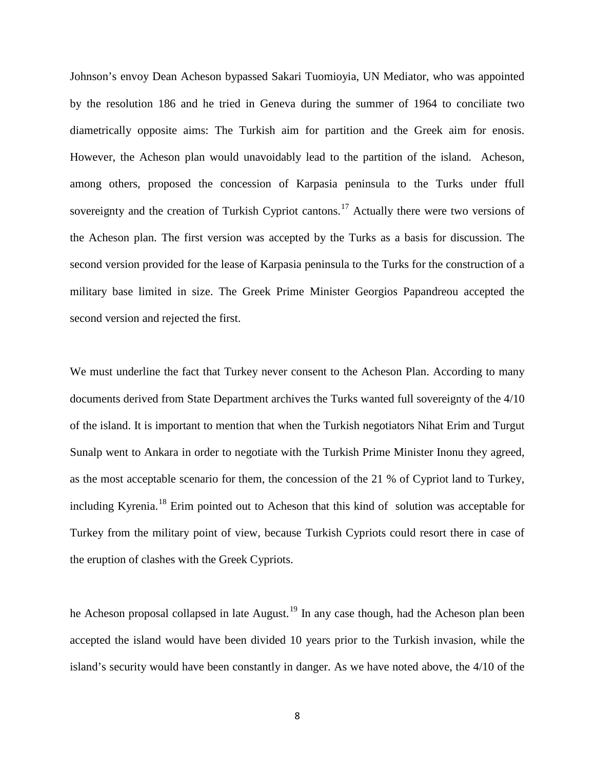Johnson's envoy Dean Acheson bypassed Sakari Tuomioyia, UN Mediator, who was appointed by the resolution 186 and he tried in Geneva during the summer of 1964 to conciliate two diametrically opposite aims: The Turkish aim for partition and the Greek aim for enosis. However, the Acheson plan would unavoidably lead to the partition of the island. Acheson, among others, proposed the concession of Karpasia peninsula to the Turks under ffull sovereignty and the creation of Turkish Cypriot cantons.[17] Actually there were two versions of the Acheson plan. The first version was accepted by the Turks as a basis for discussion. The second version provided for the lease of Karpasia peninsula to the Turks for the construction of a military base limited in size. The Greek Prime Minister Georgios Papandreou accepted the second version and rejected the first.

We must underline the fact that Turkey never consent to the Acheson Plan. According to many documents derived from State Department archives the Turks wanted full sovereignty of the 4/10 of the island. It is important to mention that when the Turkish negotiators Nihat Erim and Turgut Sunalp went to Ankara in order to negotiate with the Turkish Prime Minister Inonu they agreed, as the most acceptable scenario for them, the concession of the 21 % of Cypriot land to Turkey, including Kyrenia.[18] Erim pointed out to Acheson that this kind of solution was acceptable for Turkey from the military point of view, because Turkish Cypriots could resort there in case of the eruption of clashes with the Greek Cypriots.

he Acheson proposal collapsed in late August.[19] In any case though, had the Acheson plan been accepted the island would have been divided 10 years prior to the Turkish invasion, while the island's security would have been constantly in danger. As we have noted above, the 4/10 of the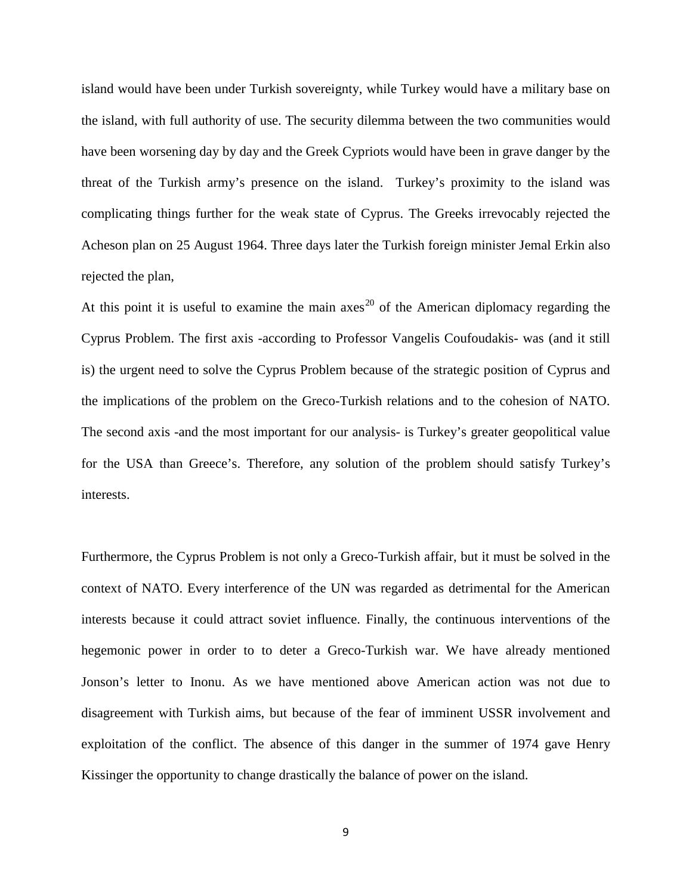island would have been under Turkish sovereignty, while Turkey would have a military base on the island, with full authority of use. The security dilemma between the two communities would have been worsening day by day and the Greek Cypriots would have been in grave danger by the threat of the Turkish army's presence on the island. Turkey's proximity to the island was complicating things further for the weak state of Cyprus. The Greeks irrevocably rejected the Acheson plan on 25 August 1964. Three days later the Turkish foreign minister Jemal Erkin also rejected the plan,

At this point it is useful to examine the main axes[20] of the American diplomacy regarding the Cyprus Problem. The first axis -according to Professor Vangelis Coufoudakis- was (and it still is) the urgent need to solve the Cyprus Problem because of the strategic position of Cyprus and the implications of the problem on the Greco-Turkish relations and to the cohesion of NATO. The second axis -and the most important for our analysis- is Turkey's greater geopolitical value for the USA than Greece's. Therefore, any solution of the problem should satisfy Turkey's interests.

Furthermore, the Cyprus Problem is not only a Greco-Turkish affair, but it must be solved in the context of NATO. Every interference of the UN was regarded as detrimental for the American interests because it could attract soviet influence. Finally, the continuous interventions of the hegemonic power in order to to deter a Greco-Turkish war. We have already mentioned Jonson's letter to Inonu. As we have mentioned above American action was not due to disagreement with Turkish aims, but because of the fear of imminent USSR involvement and exploitation of the conflict. The absence of this danger in the summer of 1974 gave Henry Kissinger the opportunity to change drastically the balance of power on the island.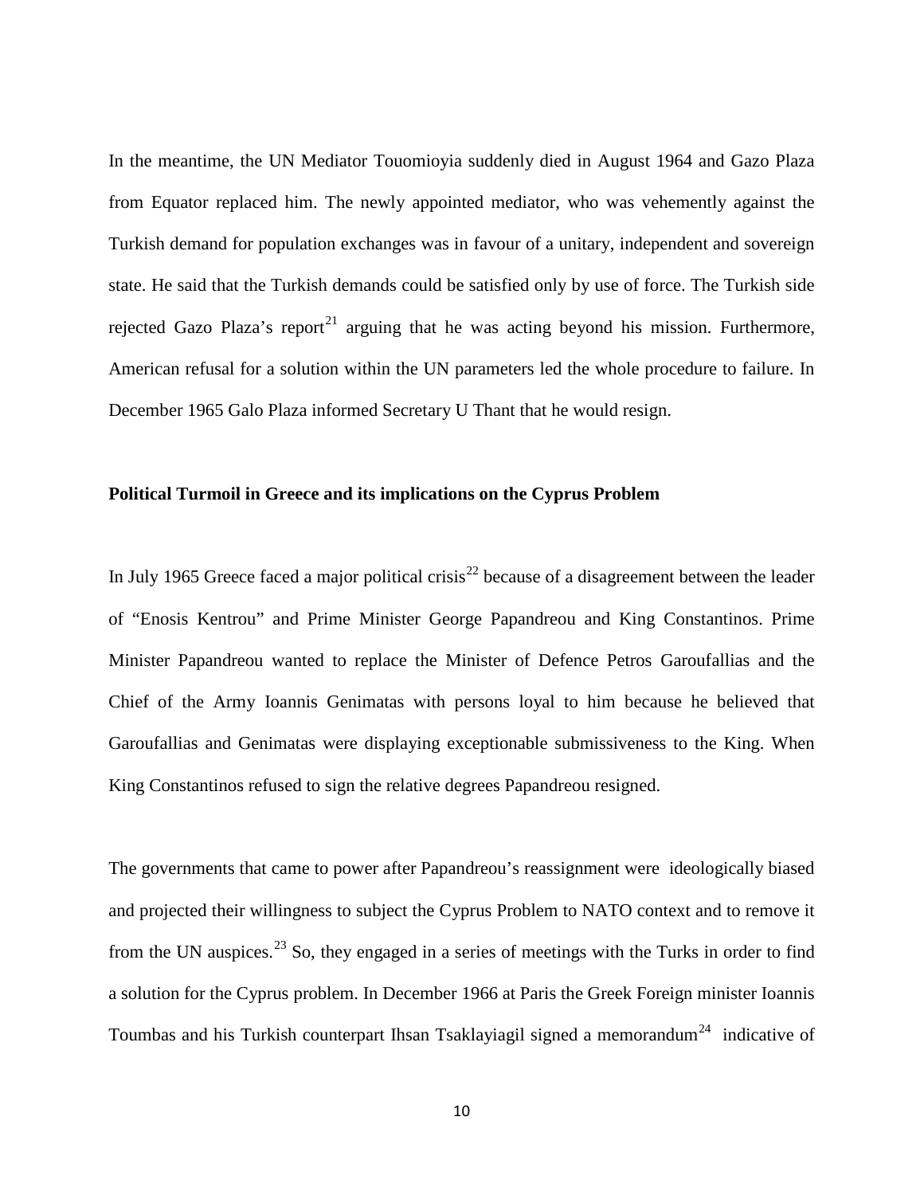In the meantime, the UN Mediator Touomioyia suddenly died in August 1964 and Gazo Plaza from Equator replaced him. The newly appointed mediator, who was vehemently against the Turkish demand for population exchanges was in favour of a unitary, independent and sovereign state. He said that the Turkish demands could be satisfied only by use of force. The Turkish side rejected Gazo Plaza's report[21] arguing that he was acting beyond his mission. Furthermore, American refusal for a solution within the UN parameters led the whole procedure to failure. In December 1965 Galo Plaza informed Secretary U Thant that he would resign.

**Political Turmoil in Greece and its implications on the Cyprus Problem**

In July 1965 Greece faced a major political crisis[22] because of a disagreement between the leader of "Enosis Kentrou" and Prime Minister George Papandreou and King Constantinos. Prime Minister Papandreou wanted to replace the Minister of Defence Petros Garoufallias and the Chief of the Army Ioannis Genimatas with persons loyal to him because he believed that Garoufallias and Genimatas were displaying exceptionable submissiveness to the King. When King Constantinos refused to sign the relative degrees Papandreou resigned.

The governments that came to power after Papandreou's reassignment were ideologically biased and projected their willingness to subject the Cyprus Problem to NATO context and to remove it from the UN auspices.[23] So, they engaged in a series of meetings with the Turks in order to find a solution for the Cyprus problem. In December 1966 at Paris the Greek Foreign minister Ioannis Toumbas and his Turkish counterpart Ihsan Tsaklayiagil signed a memorandum[24] indicative of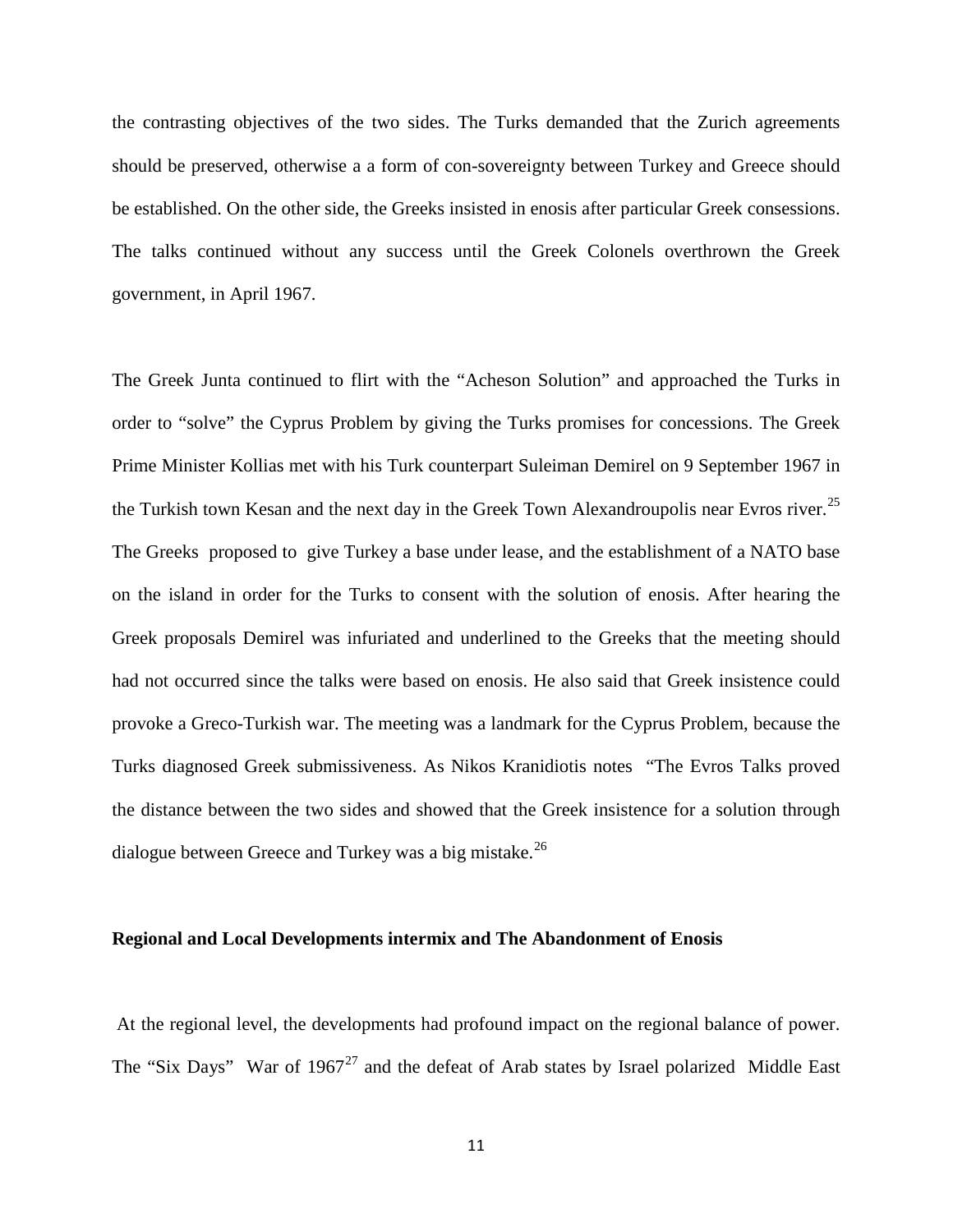the contrasting objectives of the two sides. The Turks demanded that the Zurich agreements should be preserved, otherwise a a form of con-sovereignty between Turkey and Greece should be established. On the other side, the Greeks insisted in enosis after particular Greek consessions. The talks continued without any success until the Greek Colonels overthrown the Greek government, in April 1967.

The Greek Junta continued to flirt with the “Acheson Solution” and approached the Turks in order to “solve” the Cyprus Problem by giving the Turks promises for concessions. The Greek Prime Minister Kollias met with his Turk counterpart Suleiman Demirel on 9 September 1967 in the Turkish town Kesan and the next day in the Greek Town Alexandroupolis near Evros river.[25] The Greeks proposed to give Turkey a base under lease, and the establishment of a NATO base on the island in order for the Turks to consent with the solution of enosis. After hearing the Greek proposals Demirel was infuriated and underlined to the Greeks that the meeting should had not occurred since the talks were based on enosis. He also said that Greek insistence could provoke a Greco-Turkish war. The meeting was a landmark for the Cyprus Problem, because the Turks diagnosed Greek submissiveness. As Nikos Kranidiotis notes “The Evros Talks proved the distance between the two sides and showed that the Greek insistence for a solution through dialogue between Greece and Turkey was a big mistake.[26]

**Regional and Local Developments intermix and The Abandonment of Enosis**

At the regional level, the developments had profound impact on the regional balance of power. The “Six Days” War of 1967[27] and the defeat of Arab states by Israel polarized Middle East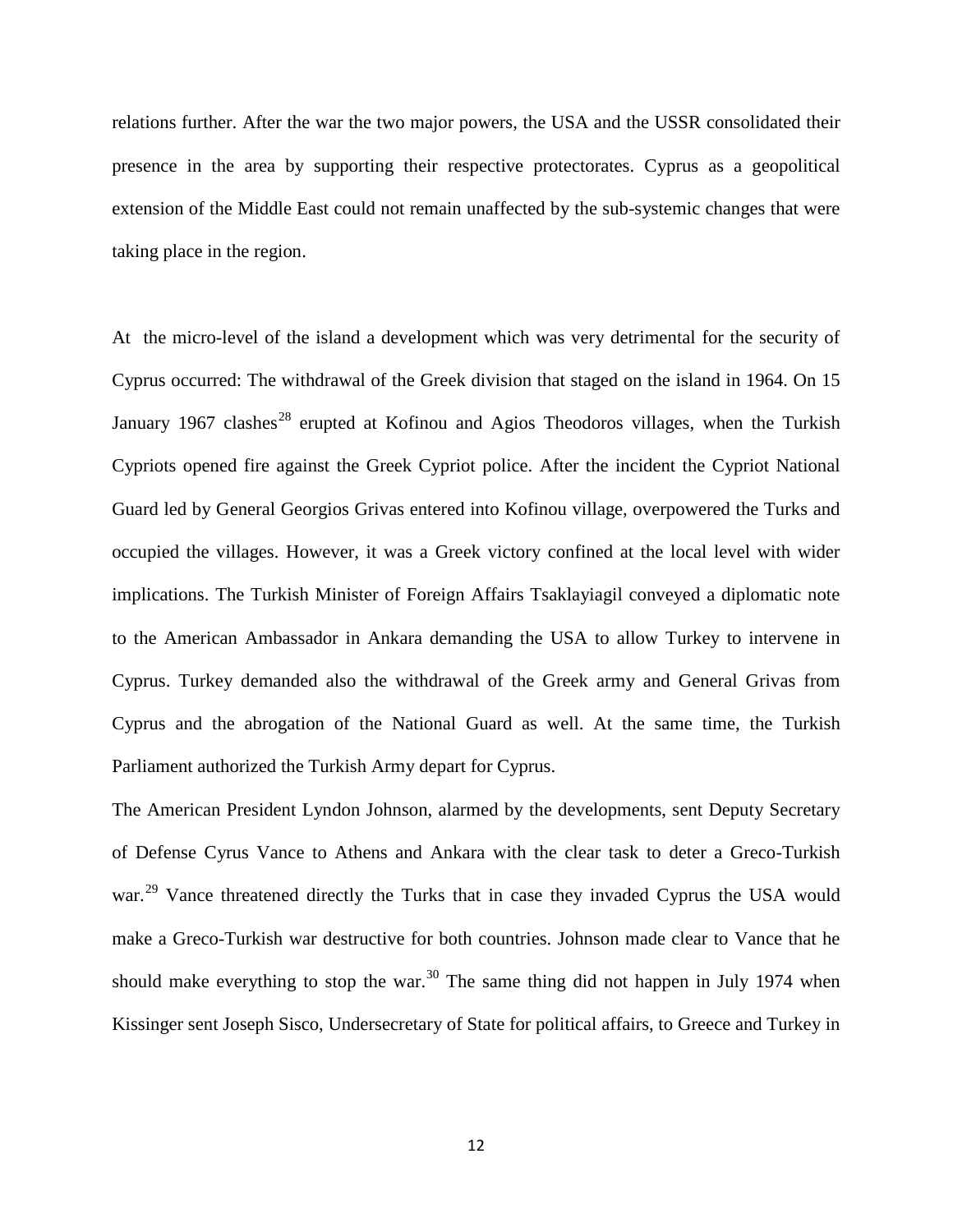relations further. After the war the two major powers, the USA and the USSR consolidated their presence in the area by supporting their respective protectorates. Cyprus as a geopolitical extension of the Middle East could not remain unaffected by the sub-systemic changes that were taking place in the region.

At the micro-level of the island a development which was very detrimental for the security of Cyprus occurred: The withdrawal of the Greek division that staged on the island in 1964. On 15 January 1967 clashes[28] erupted at Kofinou and Agios Theodoros villages, when the Turkish Cypriots opened fire against the Greek Cypriot police. After the incident the Cypriot National Guard led by General Georgios Grivas entered into Kofinou village, overpowered the Turks and occupied the villages. However, it was a Greek victory confined at the local level with wider implications. The Turkish Minister of Foreign Affairs Tsaklayiagil conveyed a diplomatic note to the American Ambassador in Ankara demanding the USA to allow Turkey to intervene in Cyprus. Turkey demanded also the withdrawal of the Greek army and General Grivas from Cyprus and the abrogation of the National Guard as well. At the same time, the Turkish Parliament authorized the Turkish Army depart for Cyprus.

The American President Lyndon Johnson, alarmed by the developments, sent Deputy Secretary of Defense Cyrus Vance to Athens and Ankara with the clear task to deter a Greco-Turkish war.[29] Vance threatened directly the Turks that in case they invaded Cyprus the USA would make a Greco-Turkish war destructive for both countries. Johnson made clear to Vance that he should make everything to stop the war.[30] The same thing did not happen in July 1974 when Kissinger sent Joseph Sisco, Undersecretary of State for political affairs, to Greece and Turkey in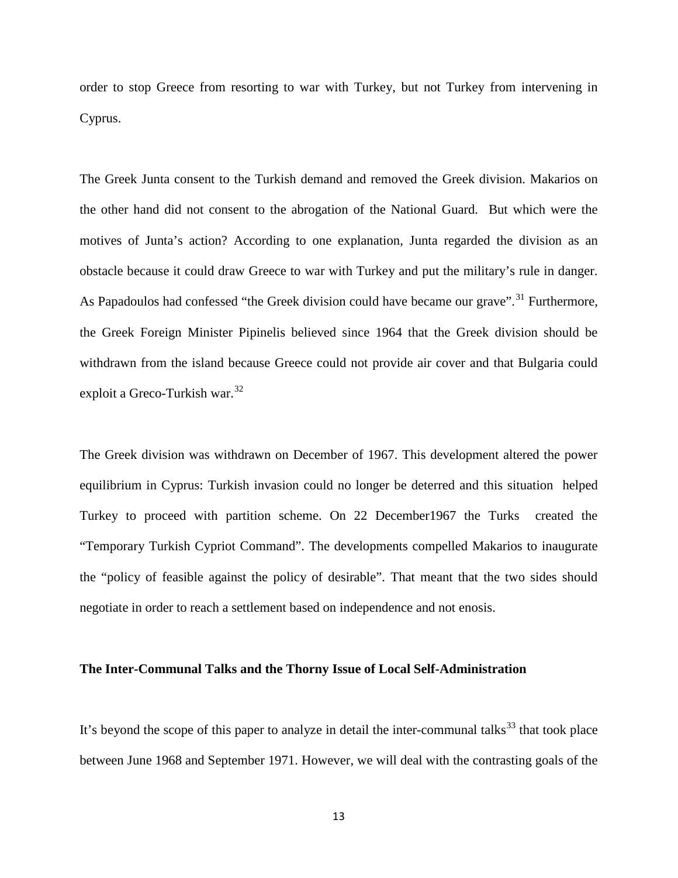order to stop Greece from resorting to war with Turkey, but not Turkey from intervening in Cyprus.

The Greek Junta consent to the Turkish demand and removed the Greek division. Makarios on the other hand did not consent to the abrogation of the National Guard. But which were the motives of Junta's action? According to one explanation, Junta regarded the division as an obstacle because it could draw Greece to war with Turkey and put the military's rule in danger. As Papadoulos had confessed "the Greek division could have became our grave".[31] Furthermore, the Greek Foreign Minister Pipinelis believed since 1964 that the Greek division should be withdrawn from the island because Greece could not provide air cover and that Bulgaria could exploit a Greco-Turkish war.[32]

The Greek division was withdrawn on December of 1967. This development altered the power equilibrium in Cyprus: Turkish invasion could no longer be deterred and this situation helped Turkey to proceed with partition scheme. On 22 December1967 the Turks created the "Temporary Turkish Cypriot Command". The developments compelled Makarios to inaugurate the "policy of feasible against the policy of desirable". That meant that the two sides should negotiate in order to reach a settlement based on independence and not enosis.

**The Inter-Communal Talks and the Thorny Issue of Local Self-Administration**

It's beyond the scope of this paper to analyze in detail the inter-communal talks[33] that took place between June 1968 and September 1971. However, we will deal with the contrasting goals of the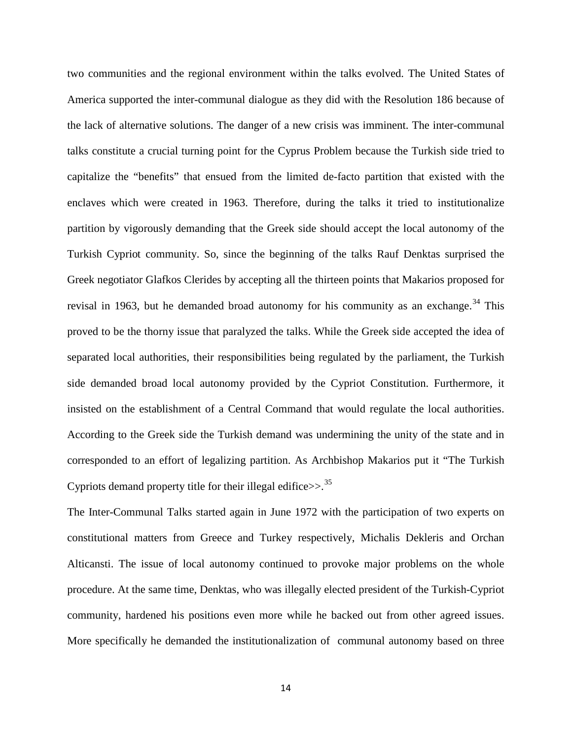two communities and the regional environment within the talks evolved. The United States of America supported the inter-communal dialogue as they did with the Resolution 186 because of the lack of alternative solutions. The danger of a new crisis was imminent. The inter-communal talks constitute a crucial turning point for the Cyprus Problem because the Turkish side tried to capitalize the "benefits" that ensued from the limited de-facto partition that existed with the enclaves which were created in 1963. Therefore, during the talks it tried to institutionalize partition by vigorously demanding that the Greek side should accept the local autonomy of the Turkish Cypriot community. So, since the beginning of the talks Rauf Denktas surprised the Greek negotiator Glafkos Clerides by accepting all the thirteen points that Makarios proposed for revisal in 1963, but he demanded broad autonomy for his community as an exchange.[34] This proved to be the thorny issue that paralyzed the talks. While the Greek side accepted the idea of separated local authorities, their responsibilities being regulated by the parliament, the Turkish side demanded broad local autonomy provided by the Cypriot Constitution. Furthermore, it insisted on the establishment of a Central Command that would regulate the local authorities. According to the Greek side the Turkish demand was undermining the unity of the state and in corresponded to an effort of legalizing partition. As Archbishop Makarios put it "The Turkish Cypriots demand property title for their illegal edifice>>.[35]

The Inter-Communal Talks started again in June 1972 with the participation of two experts on constitutional matters from Greece and Turkey respectively, Michalis Dekleris and Orchan Alticansti. The issue of local autonomy continued to provoke major problems on the whole procedure. At the same time, Denktas, who was illegally elected president of the Turkish-Cypriot community, hardened his positions even more while he backed out from other agreed issues. More specifically he demanded the institutionalization of communal autonomy based on three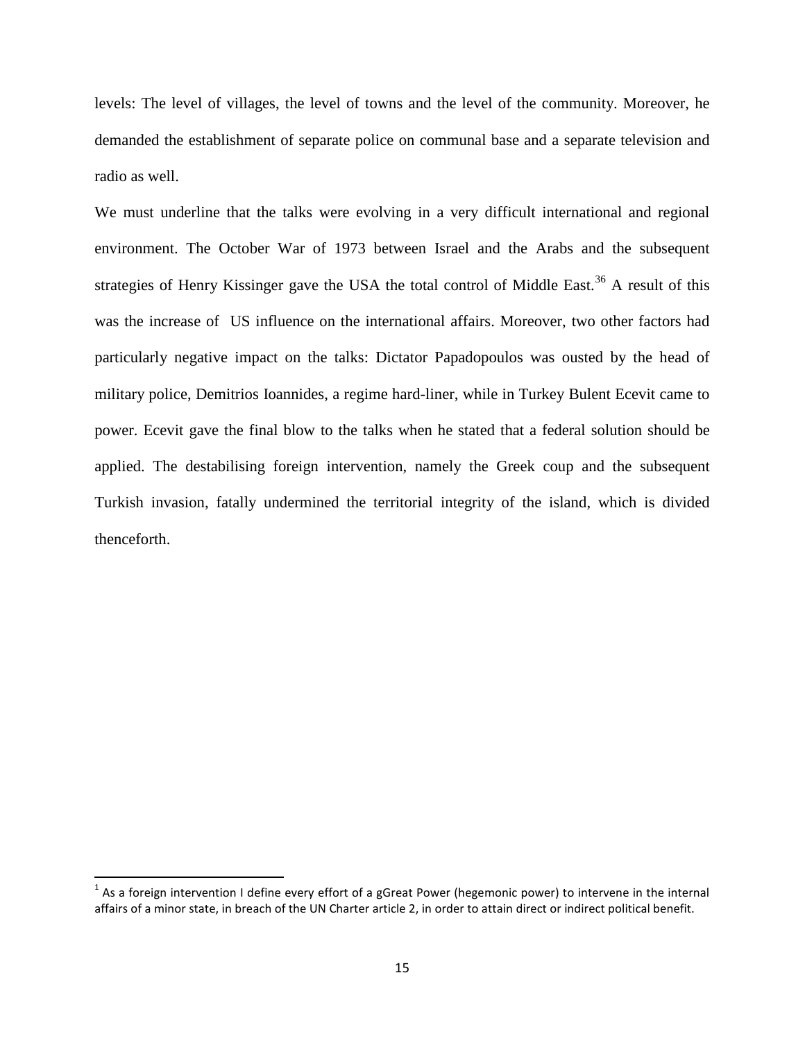levels: The level of villages, the level of towns and the level of the community. Moreover, he demanded the establishment of separate police on communal base and a separate television and radio as well.

We must underline that the talks were evolving in a very difficult international and regional environment. The October War of 1973 between Israel and the Arabs and the subsequent strategies of Henry Kissinger gave the USA the total control of Middle East.[36] A result of this was the increase of US influence on the international affairs. Moreover, two other factors had particularly negative impact on the talks: Dictator Papadopoulos was ousted by the head of military police, Demitrios Ioannides, a regime hard-liner, while in Turkey Bulent Ecevit came to power. Ecevit gave the final blow to the talks when he stated that a federal solution should be applied. The destabilising foreign intervention, namely the Greek coup and the subsequent Turkish invasion, fatally undermined the territorial integrity of the island, which is divided thenceforth.

---

[1] As a foreign intervention I define every effort of a gGreat Power (hegemonic power) to intervene in the internal affairs of a minor state, in breach of the UN Charter article 2, in order to attain direct or indirect political benefit.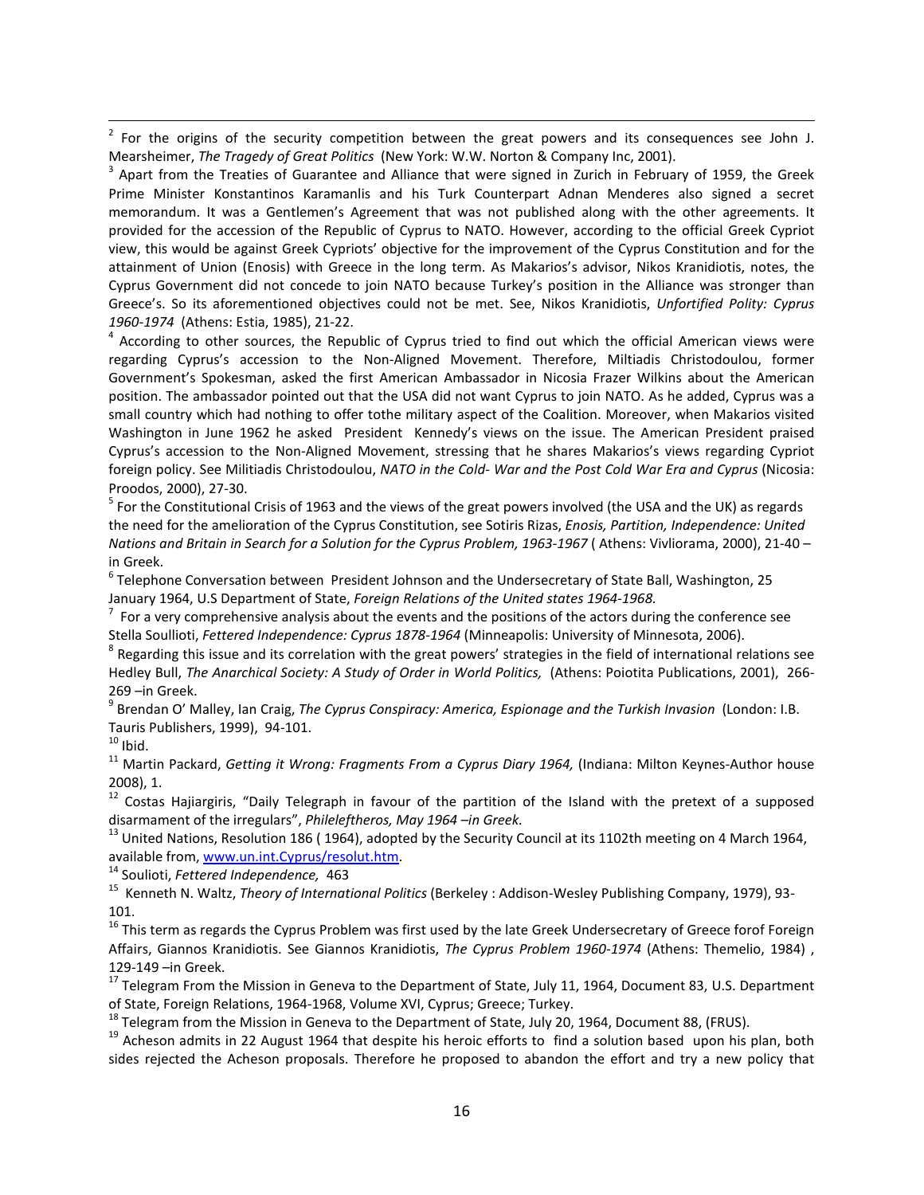[2] For the origins of the security competition between the great powers and its consequences see John J. Mearsheimer, *The Tragedy of Great Politics* (New York: W.W. Norton & Company Inc, 2001).

[3] Apart from the Treaties of Guarantee and Alliance that were signed in Zurich in February of 1959, the Greek Prime Minister Konstantinos Karamanlis and his Turk Counterpart Adnan Menderes also signed a secret memorandum. It was a Gentlemen's Agreement that was not published along with the other agreements. It provided for the accession of the Republic of Cyprus to NATO. However, according to the official Greek Cypriot view, this would be against Greek Cypriots' objective for the improvement of the Cyprus Constitution and for the attainment of Union (Enosis) with Greece in the long term. As Makarios's advisor, Nikos Kranidiotis, notes, the Cyprus Government did not concede to join NATO because Turkey's position in the Alliance was stronger than Greece's. So its aforementioned objectives could not be met. See, Nikos Kranidiotis, *Unfortified Polity: Cyprus 1960-1974* (Athens: Estia, 1985), 21-22.

[4] According to other sources, the Republic of Cyprus tried to find out which the official American views were regarding Cyprus's accession to the Non-Aligned Movement. Therefore, Miltiadis Christodoulou, former Government's Spokesman, asked the first American Ambassador in Nicosia Frazer Wilkins about the American position. The ambassador pointed out that the USA did not want Cyprus to join NATO. As he added, Cyprus was a small country which had nothing to offer tothe military aspect of the Coalition. Moreover, when Makarios visited Washington in June 1962 he asked President Kennedy's views on the issue. The American President praised Cyprus's accession to the Non-Aligned Movement, stressing that he shares Makarios's views regarding Cypriot foreign policy. See Militiadis Christodoulou, *NATO in the Cold- War and the Post Cold War Era and Cyprus* (Nicosia: Proodos, 2000), 27-30.

[5] For the Constitutional Crisis of 1963 and the views of the great powers involved (the USA and the UK) as regards the need for the amelioration of the Cyprus Constitution, see Sotiris Rizas, *Enosis, Partition, Independence: United Nations and Britain in Search for a Solution for the Cyprus Problem, 1963-1967* ( Athens: Vivliorama, 2000), 21-40 – in Greek.

[6] Telephone Conversation between President Johnson and the Undersecretary of State Ball, Washington, 25 January 1964, U.S Department of State, *Foreign Relations of the United states 1964-1968.*

[7] For a very comprehensive analysis about the events and the positions of the actors during the conference see Stella Soullioti, *Fettered Independence: Cyprus 1878-1964* (Minneapolis: University of Minnesota, 2006).

[8] Regarding this issue and its correlation with the great powers' strategies in the field of international relations see Hedley Bull, *The Anarchical Society: A Study of Order in World Politics,* (Athens: Poiotita Publications, 2001), 266-269 –in Greek.

[9] Brendan O' Malley, Ian Craig, *The Cyprus Conspiracy: America, Espionage and the Turkish Invasion* (London: I.B. Tauris Publishers, 1999), 94-101.

[10] Ibid.

[11] Martin Packard, *Getting it Wrong: Fragments From a Cyprus Diary 1964,* (Indiana: Milton Keynes-Author house 2008), 1.

[12] Costas Hajiargiris, "Daily Telegraph in favour of the partition of the Island with the pretext of a supposed disarmament of the irregulars", *Phileleftheros, May 1964 –in Greek.*

[13] United Nations, Resolution 186 ( 1964), adopted by the Security Council at its 1102th meeting on 4 March 1964, available from, www.un.int.Cyprus/resolut.htm.

[14] Soulioti, *Fettered Independence,* 463

[15] Kenneth N. Waltz, *Theory of International Politics* (Berkeley : Addison-Wesley Publishing Company, 1979), 93-101.

[16] This term as regards the Cyprus Problem was first used by the late Greek Undersecretary of Greece forof Foreign Affairs, Giannos Kranidiotis. See Giannos Kranidiotis, *The Cyprus Problem 1960-1974* (Athens: Themelio, 1984) , 129-149 –in Greek.

[17] Telegram From the Mission in Geneva to the Department of State, July 11, 1964, Document 83, U.S. Department of State, Foreign Relations, 1964-1968, Volume XVI, Cyprus; Greece; Turkey.

[18] Telegram from the Mission in Geneva to the Department of State, July 20, 1964, Document 88, (FRUS).

[19] Acheson admits in 22 August 1964 that despite his heroic efforts to find a solution based upon his plan, both sides rejected the Acheson proposals. Therefore he proposed to abandon the effort and try a new policy that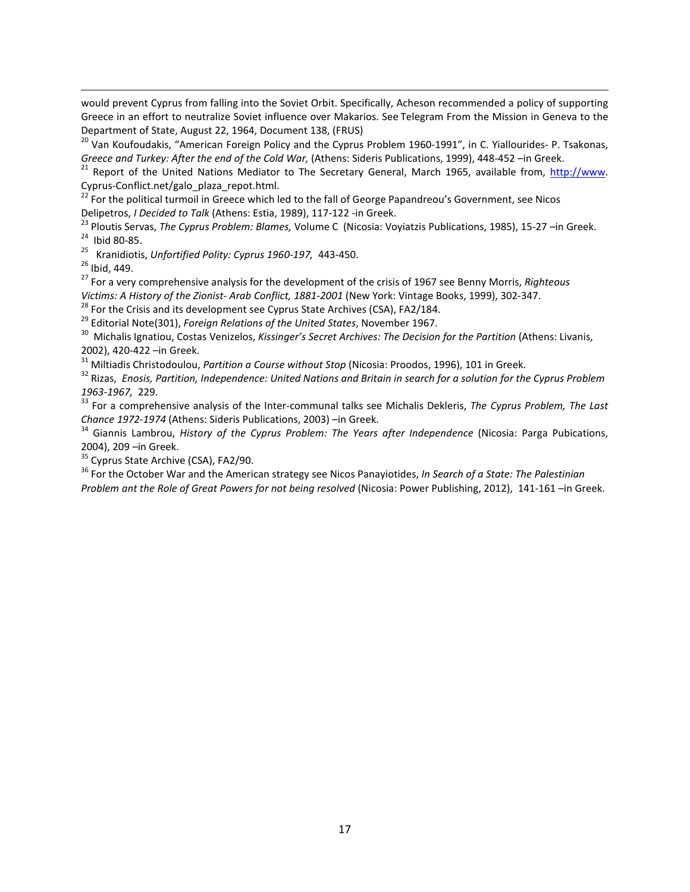would prevent Cyprus from falling into the Soviet Orbit. Specifically, Acheson recommended a policy of supporting Greece in an effort to neutralize Soviet influence over Makarios. See Telegram From the Mission in Geneva to the Department of State, August 22, 1964, Document 138, (FRUS)

[20] Van Koufoudakis, "American Foreign Policy and the Cyprus Problem 1960-1991", in C. Yiallourides- P. Tsakonas, *Greece and Turkey: After the end of the Cold War,* (Athens: Sideris Publications, 1999), 448-452 –in Greek.

[21] Report of the United Nations Mediator to The Secretary General, March 1965, available from, http://www. Cyprus-Conflict.net/galo_plaza_repot.html.

[22] For the political turmoil in Greece which led to the fall of George Papandreou's Government, see Nicos Delipetros, *I Decided to Talk* (Athens: Estia, 1989), 117-122 -in Greek.

[23] Ploutis Servas, *The Cyprus Problem: Blames,* Volume C (Nicosia: Voyiatzis Publications, 1985), 15-27 –in Greek.

[24] Ibid 80-85.

[25] Kranidiotis, *Unfortified Polity: Cyprus 1960-197,* 443-450.

[26] Ibid, 449.

[27] For a very comprehensive analysis for the development of the crisis of 1967 see Benny Morris, *Righteous Victims: A History of the Zionist- Arab Conflict, 1881-2001* (New York: Vintage Books, 1999), 302-347.

[28] For the Crisis and its development see Cyprus State Archives (CSA), FA2/184.

[29] Editorial Note(301), *Foreign Relations of the United States*, November 1967.

[30] Michalis Ignatiou, Costas Venizelos, *Kissinger's Secret Archives: The Decision for the Partition* (Athens: Livanis, 2002), 420-422 –in Greek.

[31] Miltiadis Christodoulou, *Partition a Course without Stop* (Nicosia: Proodos, 1996), 101 in Greek.

[32] Rizas, *Enosis, Partition, Independence: United Nations and Britain in search for a solution for the Cyprus Problem 1963-1967,* 229.

[33] For a comprehensive analysis of the Inter-communal talks see Michalis Dekleris, *The Cyprus Problem, The Last Chance 1972-1974* (Athens: Sideris Publications, 2003) –in Greek.

[34] Giannis Lambrou, *History of the Cyprus Problem: The Years after Independence* (Nicosia: Parga Pubications, 2004), 209 –in Greek.

[35] Cyprus State Archive (CSA), FA2/90.

[36] For the October War and the American strategy see Nicos Panayiotides, *In Search of a State: The Palestinian Problem ant the Role of Great Powers for not being resolved* (Nicosia: Power Publishing, 2012), 141-161 –in Greek.